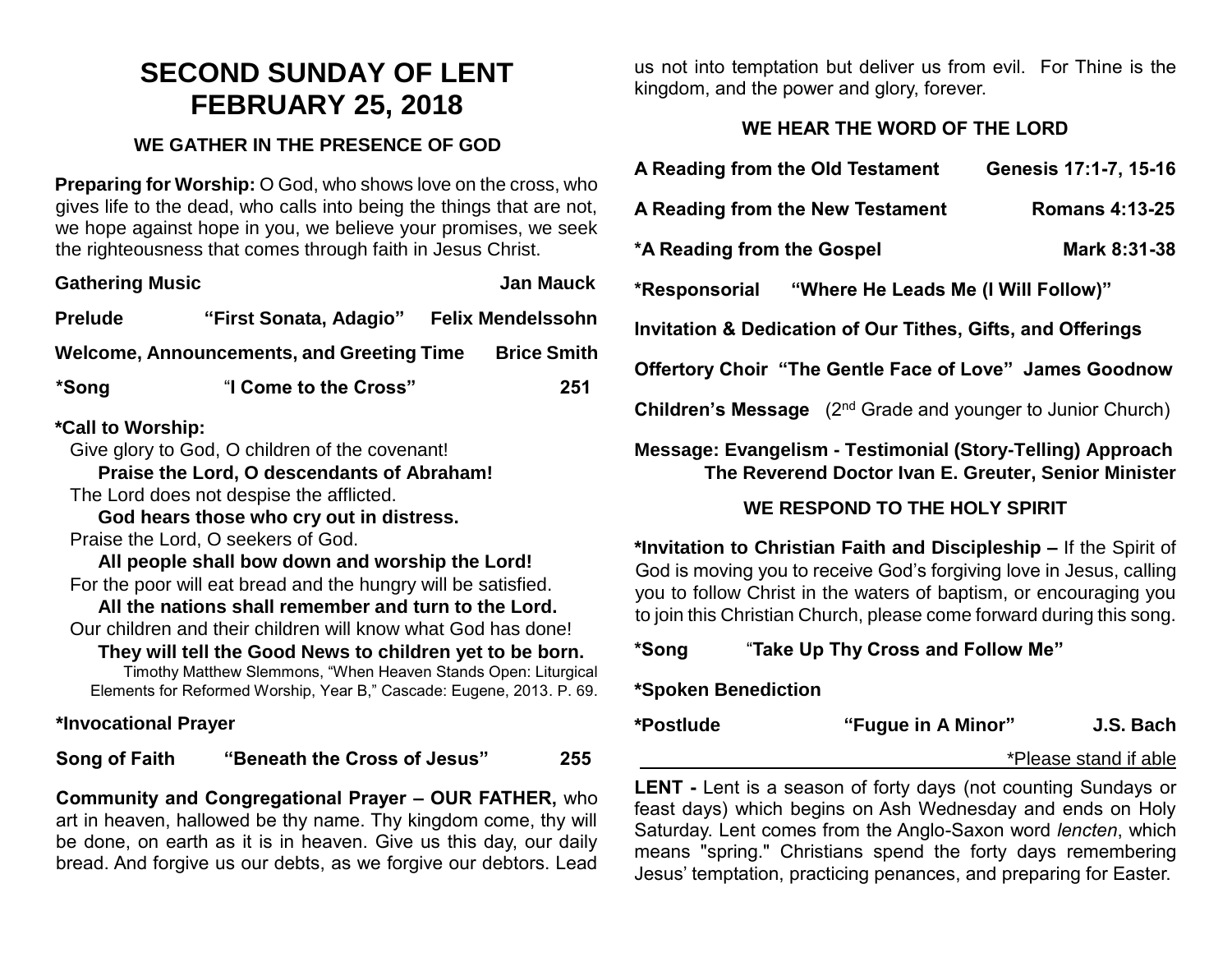# SECOND SUNDAY OF LENT
# FEBRUARY 25, 2018

## WE GATHER IN THE PRESENCE OF GOD

**Preparing for Worship:** O God, who shows love on the cross, who gives life to the dead, who calls into being the things that are not, we hope against hope in you, we believe your promises, we seek the righteousness that comes through faith in Jesus Christ.

**Gathering Music** — **Jan Mauck**

**Prelude** — **"First Sonata, Adagio"** — **Felix Mendelssohn**

**Welcome, Announcements, and Greeting Time** — **Brice Smith**

**\*Song** — "**I Come to the Cross"** — **251**

**\*Call to Worship:**

Give glory to God, O children of the covenant!
**Praise the Lord, O descendants of Abraham!**
The Lord does not despise the afflicted.
**God hears those who cry out in distress.**
Praise the Lord, O seekers of God.
**All people shall bow down and worship the Lord!**
For the poor will eat bread and the hungry will be satisfied.
**All the nations shall remember and turn to the Lord.**
Our children and their children will know what God has done!
**They will tell the Good News to children yet to be born.**

Timothy Matthew Slemmons, "When Heaven Stands Open: Liturgical Elements for Reformed Worship, Year B," Cascade: Eugene, 2013. P. 69.

**\*Invocational Prayer**

**Song of Faith** — **"Beneath the Cross of Jesus"** — **255**

**Community and Congregational Prayer – OUR FATHER,** who art in heaven, hallowed be thy name. Thy kingdom come, thy will be done, on earth as it is in heaven. Give us this day, our daily bread. And forgive us our debts, as we forgive our debtors. Lead us not into temptation but deliver us from evil. For Thine is the kingdom, and the power and glory, forever.

## WE HEAR THE WORD OF THE LORD

**A Reading from the Old Testament** — **Genesis 17:1-7, 15-16**

**A Reading from the New Testament** — **Romans 4:13-25**

**\*A Reading from the Gospel** — **Mark 8:31-38**

**\*Responsorial** — **"Where He Leads Me (I Will Follow)"**

**Invitation & Dedication of Our Tithes, Gifts, and Offerings**

**Offertory Choir** — **"The Gentle Face of Love"** — **James Goodnow**

**Children's Message** (2nd Grade and younger to Junior Church)

**Message: Evangelism - Testimonial (Story-Telling) Approach**
**The Reverend Doctor Ivan E. Greuter, Senior Minister**

## WE RESPOND TO THE HOLY SPIRIT

**\*Invitation to Christian Faith and Discipleship –** If the Spirit of God is moving you to receive God's forgiving love in Jesus, calling you to follow Christ in the waters of baptism, or encouraging you to join this Christian Church, please come forward during this song.

**\*Song** — "**Take Up Thy Cross and Follow Me"**

**\*Spoken Benediction**

**\*Postlude** — **"Fugue in A Minor"** — **J.S. Bach**

\*Please stand if able

**LENT -** Lent is a season of forty days (not counting Sundays or feast days) which begins on Ash Wednesday and ends on Holy Saturday. Lent comes from the Anglo-Saxon word *lencten*, which means "spring." Christians spend the forty days remembering Jesus' temptation, practicing penances, and preparing for Easter.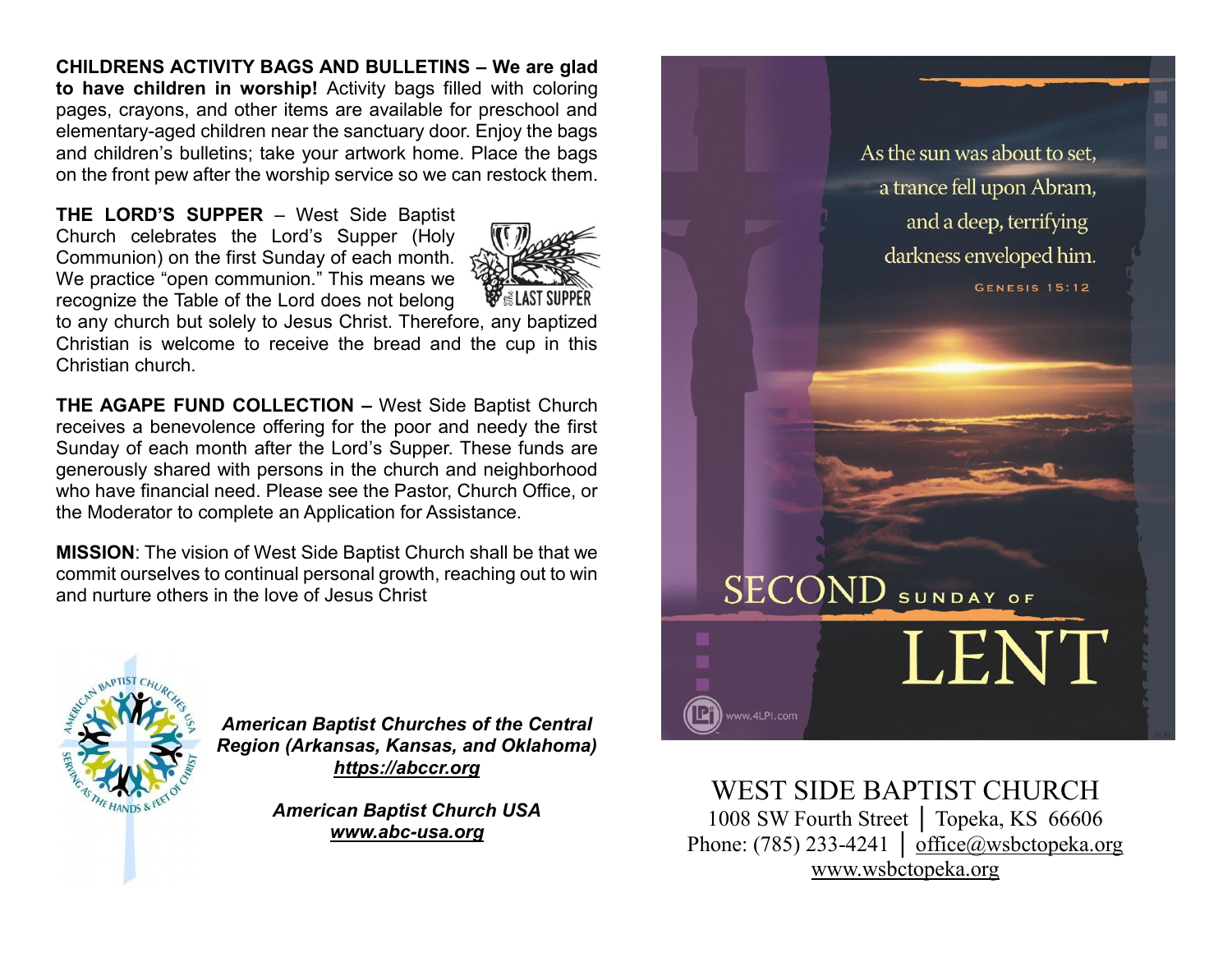**CHILDRENS ACTIVITY BAGS AND BULLETINS – We are glad to have children in worship!** Activity bags filled with coloring pages, crayons, and other items are available for preschool and elementary-aged children near the sanctuary door. Enjoy the bags and children's bulletins; take your artwork home. Place the bags on the front pew after the worship service so we can restock them.

**THE LORD'S SUPPER** – West Side Baptist Church celebrates the Lord's Supper (Holy Communion) on the first Sunday of each month. We practice "open communion." This means we recognize the Table of the Lord does not belong to any church but solely to Jesus Christ. Therefore, any baptized Christian is welcome to receive the bread and the cup in this Christian church.

**THE AGAPE FUND COLLECTION –** West Side Baptist Church receives a benevolence offering for the poor and needy the first Sunday of each month after the Lord's Supper. These funds are generously shared with persons in the church and neighborhood who have financial need. Please see the Pastor, Church Office, or the Moderator to complete an Application for Assistance.

**MISSION**: The vision of West Side Baptist Church shall be that we commit ourselves to continual personal growth, reaching out to win and nurture others in the love of Jesus Christ

***American Baptist Churches of the Central Region (Arkansas, Kansas, and Oklahoma)***
***https://abccr.org***

***American Baptist Church USA***
***www.abc-usa.org***

As the sun was about to set,
a trance fell upon Abram,
and a deep, terrifying
darkness enveloped him.

GENESIS 15:12

SECOND SUNDAY OF LENT

www.4LPi.com

WEST SIDE BAPTIST CHURCH
1008 SW Fourth Street | Topeka, KS 66606
Phone: (785) 233-4241 | office@wsbctopeka.org
www.wsbctopeka.org